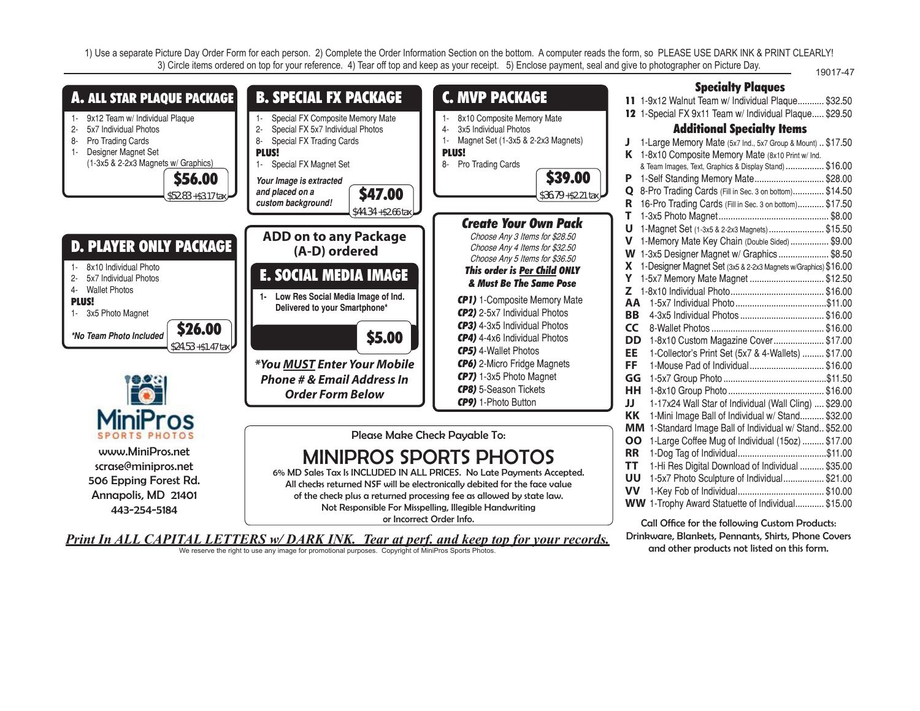1) Use a separate Picture Day Order Form for each person. 2) Complete the Order Information Section on the bottom. A computer reads the form, so PLEASE USE DARK INK & PRINT CLEARLY! 3) Circle items ordered on top for your reference. 4) Tear off top and keep as your receipt. 5) Enclose payment, seal and give to photographer on Picture Day.

19017-47

## A. ALL STAR PLAQUE PACKAGE

- 1- 9x12 Team w/ Individual Plaque
- 2- 5x7 Individual Photos
- 8- Pro Trading Cards
- 1- Designer Magnet Set (1-3x5 & 2-2x3 Magnets w/ Graphics)

**$56.00**
$52.83 +$3.17 tax

## B. SPECIAL FX PACKAGE

- 1- Special FX Composite Memory Mate
- 2- Special FX 5x7 Individual Photos
- 8- Special FX Trading Cards

**PLUS!**

- 1- Special FX Magnet Set

***Your Image is extracted and placed on a custom background!***

**$47.00**
$44.34 +$2.66 tax

## C. MVP PACKAGE

- 1- 8x10 Composite Memory Mate
- 4- 3x5 Individual Photos
- 1- Magnet Set (1-3x5 & 2-2x3 Magnets)

**PLUS!**

- 8- Pro Trading Cards

**$39.00**
$36.79 +$2.21 tax

## D. PLAYER ONLY PACKAGE

- 1- 8x10 Individual Photo
- 2- 5x7 Individual Photos
- 4- Wallet Photos

**PLUS!**

- 1- 3x5 Photo Magnet

***No Team Photo Included**

**$26.00**
$24.53 +$1.47 tax

## ADD on to any Package (A-D) ordered

## E. SOCIAL MEDIA IMAGE

- **1- Low Res Social Media Image of Ind. Delivered to your Smartphone***

**$5.00**

***You MUST Enter Your Mobile Phone # & Email Address In Order Form Below***

## Create Your Own Pack

*Choose Any 3 Items for $28.50*
*Choose Any 4 Items for $32.50*
*Choose Any 5 Items for $36.50*

***This order is Per Child ONLY & Must Be The Same Pose***

- ***CP1)*** 1-Composite Memory Mate
- ***CP2)*** 2-5x7 Individual Photos
- ***CP3)*** 4-3x5 Individual Photos
- ***CP4)*** 4-4x6 Individual Photos
- ***CP5)*** 4-Wallet Photos
- ***CP6)*** 2-Micro Fridge Magnets
- ***CP7)*** 1-3x5 Photo Magnet
- ***CP8)*** 5-Season Tickets
- ***CP9)*** 1-Photo Button

## Specialty Plaques

| Code | Item | Price |
|---|---|---|
| 11 | 1-9x12 Walnut Team w/ Individual Plaque | $32.50 |
| 12 | 1-Special FX 9x11 Team w/ Individual Plaque | $29.50 |

## Additional Specialty Items

| Code | Item | Price |
|---|---|---|
| J | 1-Large Memory Mate (5x7 Ind., 5x7 Group & Mount) | $17.50 |
| K | 1-8x10 Composite Memory Mate (8x10 Print w/ Ind. & Team Images, Text, Graphics & Display Stand) | $16.00 |
| P | 1-Self Standing Memory Mate | $28.00 |
| Q | 8-Pro Trading Cards (Fill in Sec. 3 on bottom) | $14.50 |
| R | 16-Pro Trading Cards (Fill in Sec. 3 on bottom) | $17.50 |
| T | 1-3x5 Photo Magnet | $8.00 |
| U | 1-Magnet Set (1-3x5 & 2-2x3 Magnets) | $15.50 |
| V | 1-Memory Mate Key Chain (Double Sided) | $9.00 |
| W | 1-3x5 Designer Magnet w/ Graphics | $8.50 |
| X | 1-Designer Magnet Set (3x5 & 2-2x3 Magnets w/Graphics) | $16.00 |
| Y | 1-5x7 Memory Mate Magnet | $12.50 |
| Z | 1-8x10 Individual Photo | $16.00 |
| AA | 1-5x7 Individual Photo | $11.00 |
| BB | 4-3x5 Individual Photos | $16.00 |
| CC | 8-Wallet Photos | $16.00 |
| DD | 1-8x10 Custom Magazine Cover | $17.00 |
| EE | 1-Collector's Print Set (5x7 & 4-Wallets) | $17.00 |
| FF | 1-Mouse Pad of Individual | $16.00 |
| GG | 1-5x7 Group Photo | $11.50 |
| HH | 1-8x10 Group Photo | $16.00 |
| JJ | 1-17x24 Wall Star of Individual (Wall Cling) | $29.00 |
| KK | 1-Mini Image Ball of Individual w/ Stand | $32.00 |
| MM | 1-Standard Image Ball of Individual w/ Stand | $52.00 |
| OO | 1-Large Coffee Mug of Individual (15oz) | $17.00 |
| RR | 1-Dog Tag of Individual | $11.00 |
| TT | 1-Hi Res Digital Download of Individual | $35.00 |
| UU | 1-5x7 Photo Sculpture of Individual | $21.00 |
| VV | 1-Key Fob of Individual | $10.00 |
| WW | 1-Trophy Award Statuette of Individual | $15.00 |

Call Office for the following Custom Products: Drinkware, Blankets, Pennants, Shirts, Phone Covers and other products not listed on this form.

MiniPros SPORTS PHOTOS

www.MiniPros.net
scrase@minipros.net
506 Epping Forest Rd.
Annapolis, MD 21401
443-254-5184

Please Make Check Payable To:

# MINIPROS SPORTS PHOTOS

6% MD Sales Tax Is INCLUDED IN ALL PRICES. No Late Payments Accepted. All checks returned NSF will be electronically debited for the face value of the check plus a returned processing fee as allowed by state law. Not Responsible For Misspelling, Illegible Handwriting or Incorrect Order Info.

***Print In ALL CAPITAL LETTERS w/ DARK INK. Tear at perf. and keep top for your records.***

We reserve the right to use any image for promotional purposes. Copyright of MiniPros Sports Photos.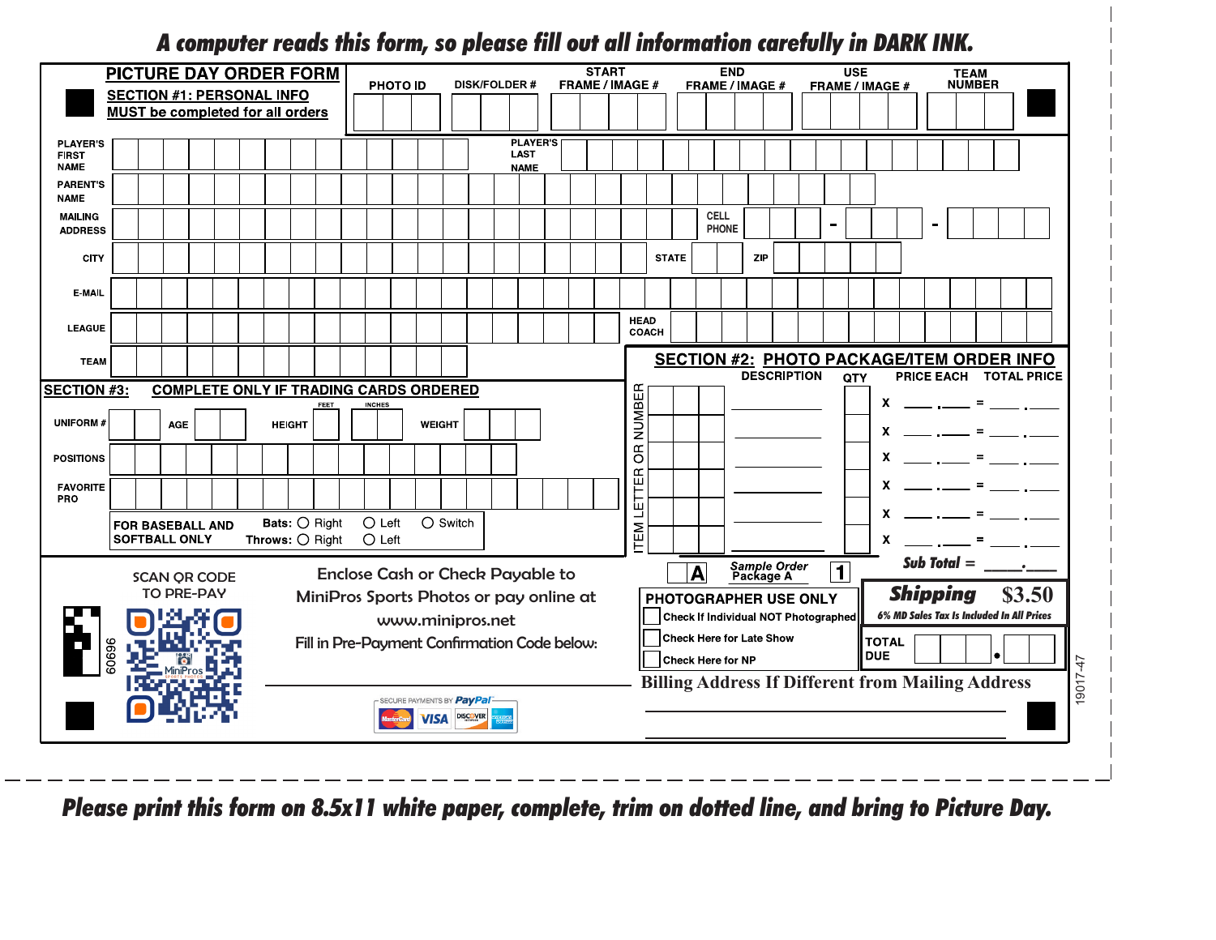***A computer reads this form, so please fill out all information carefully in DARK INK.***

## PICTURE DAY ORDER FORM

**SECTION #1: PERSONAL INFO**
**MUST be completed for all orders**

| PHOTO ID | DISK/FOLDER # | START FRAME / IMAGE # | END FRAME / IMAGE # | USE FRAME / IMAGE # | TEAM NUMBER |
|---|---|---|---|---|---|
| | | | | | |

PLAYER'S FIRST NAME

PLAYER'S LAST NAME

PARENT'S NAME

MAILING ADDRESS

CELL PHONE - -

CITY

STATE

ZIP

E-MAIL

LEAGUE

HEAD COACH

TEAM

### SECTION #3: COMPLETE ONLY IF TRADING CARDS ORDERED

UNIFORM #

AGE

HEIGHT FEET INCHES

WEIGHT

POSITIONS

FAVORITE PRO

FOR BASEBALL AND SOFTBALL ONLY

Bats: ○ Right ○ Left ○ Switch

Throws: ○ Right ○ Left

### SECTION #2: PHOTO PACKAGE/ITEM ORDER INFO

| ITEM LETTER OR NUMBER | DESCRIPTION | QTY | | PRICE EACH | | TOTAL PRICE |
|---|---|---|---|---|---|---|
| | | | X | . | = | . |
| | | | X | . | = | . |
| | | | X | . | = | . |
| | | | X | . | = | . |
| | | | X | . | = | . |
| | | | X | . | = | . |
| A | Sample Order Package A | 1 | | | | |

*Sub Total =* ____.____

***Shipping*** $3.50

*6% MD Sales Tax Is Included In All Prices*

TOTAL DUE .

**PHOTOGRAPHER USE ONLY**

☐ Check If Individual NOT Photographed

☐ Check Here for Late Show

☐ Check Here for NP

SCAN QR CODE TO PRE-PAY

60696

Enclose Cash or Check Payable to MiniPros Sports Photos or pay online at www.minipros.net

Fill in Pre-Payment Confirmation Code below:

SECURE PAYMENTS BY PayPal

Billing Address If Different from Mailing Address

19017-47

***Please print this form on 8.5x11 white paper, complete, trim on dotted line, and bring to Picture Day.***